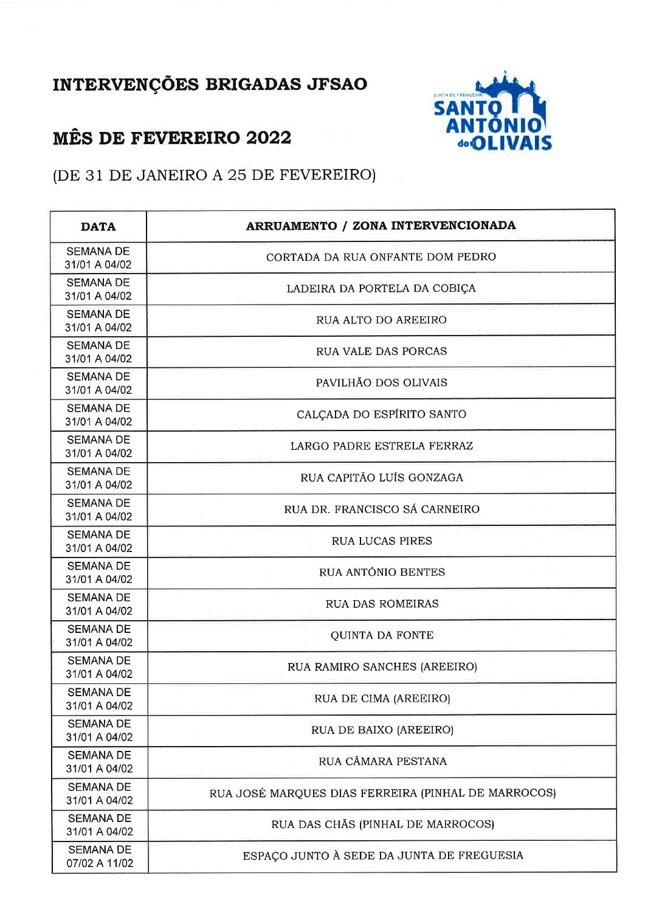# INTERVENÇÕES BRIGADAS JFSAO

## MÊS DE FEVEREIRO 2022

(DE 31 DE JANEIRO A 25 DE FEVEREIRO)

| DATA | ARRUAMENTO / ZONA INTERVENCIONADA |
|---|---|
| SEMANA DE 31/01 A 04/02 | CORTADA DA RUA ONFANTE DOM PEDRO |
| SEMANA DE 31/01 A 04/02 | LADEIRA DA PORTELA DA COBIÇA |
| SEMANA DE 31/01 A 04/02 | RUA ALTO DO AREEIRO |
| SEMANA DE 31/01 A 04/02 | RUA VALE DAS PORCAS |
| SEMANA DE 31/01 A 04/02 | PAVILHÃO DOS OLIVAIS |
| SEMANA DE 31/01 A 04/02 | CALÇADA DO ESPÍRITO SANTO |
| SEMANA DE 31/01 A 04/02 | LARGO PADRE ESTRELA FERRAZ |
| SEMANA DE 31/01 A 04/02 | RUA CAPITÃO LUÍS GONZAGA |
| SEMANA DE 31/01 A 04/02 | RUA DR. FRANCISCO SÁ CARNEIRO |
| SEMANA DE 31/01 A 04/02 | RUA LUCAS PIRES |
| SEMANA DE 31/01 A 04/02 | RUA ANTÓNIO BENTES |
| SEMANA DE 31/01 A 04/02 | RUA DAS ROMEIRAS |
| SEMANA DE 31/01 A 04/02 | QUINTA DA FONTE |
| SEMANA DE 31/01 A 04/02 | RUA RAMIRO SANCHES (AREEIRO) |
| SEMANA DE 31/01 A 04/02 | RUA DE CIMA (AREEIRO) |
| SEMANA DE 31/01 A 04/02 | RUA DE BAIXO (AREEIRO) |
| SEMANA DE 31/01 A 04/02 | RUA CÂMARA PESTANA |
| SEMANA DE 31/01 A 04/02 | RUA JOSÉ MARQUES DIAS FERREIRA (PINHAL DE MARROCOS) |
| SEMANA DE 31/01 A 04/02 | RUA DAS CHÃS (PINHAL DE MARROCOS) |
| SEMANA DE 07/02 A 11/02 | ESPAÇO JUNTO À SEDE DA JUNTA DE FREGUESIA |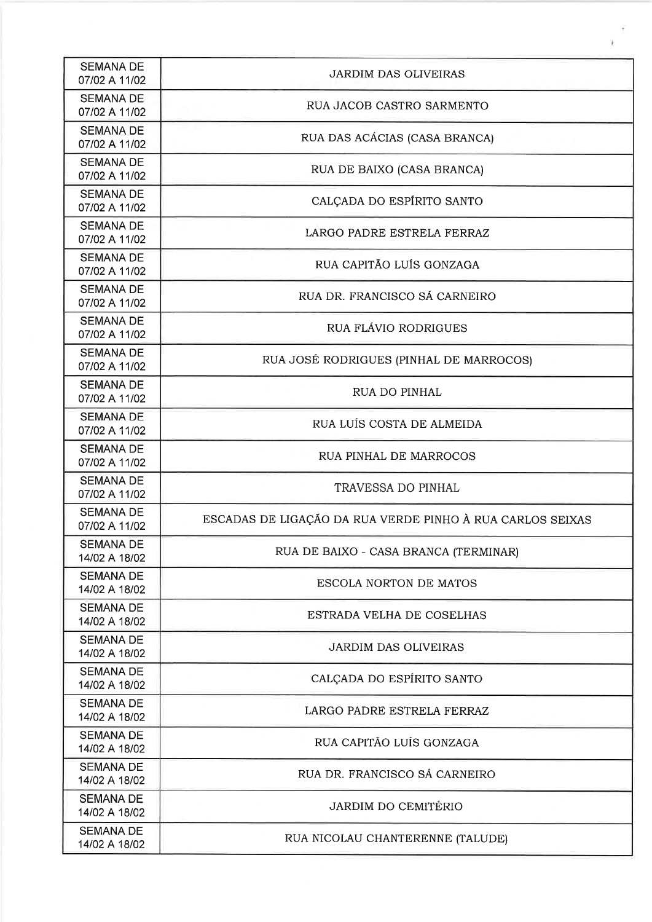| SEMANA DE 07/02 A 11/02 | JARDIM DAS OLIVEIRAS |
|---|---|
| SEMANA DE 07/02 A 11/02 | RUA JACOB CASTRO SARMENTO |
| SEMANA DE 07/02 A 11/02 | RUA DAS ACÁCIAS (CASA BRANCA) |
| SEMANA DE 07/02 A 11/02 | RUA DE BAIXO (CASA BRANCA) |
| SEMANA DE 07/02 A 11/02 | CALÇADA DO ESPÍRITO SANTO |
| SEMANA DE 07/02 A 11/02 | LARGO PADRE ESTRELA FERRAZ |
| SEMANA DE 07/02 A 11/02 | RUA CAPITÃO LUÍS GONZAGA |
| SEMANA DE 07/02 A 11/02 | RUA DR. FRANCISCO SÁ CARNEIRO |
| SEMANA DE 07/02 A 11/02 | RUA FLÁVIO RODRIGUES |
| SEMANA DE 07/02 A 11/02 | RUA JOSÉ RODRIGUES (PINHAL DE MARROCOS) |
| SEMANA DE 07/02 A 11/02 | RUA DO PINHAL |
| SEMANA DE 07/02 A 11/02 | RUA LUÍS COSTA DE ALMEIDA |
| SEMANA DE 07/02 A 11/02 | RUA PINHAL DE MARROCOS |
| SEMANA DE 07/02 A 11/02 | TRAVESSA DO PINHAL |
| SEMANA DE 07/02 A 11/02 | ESCADAS DE LIGAÇÃO DA RUA VERDE PINHO À RUA CARLOS SEIXAS |
| SEMANA DE 14/02 A 18/02 | RUA DE BAIXO - CASA BRANCA (TERMINAR) |
| SEMANA DE 14/02 A 18/02 | ESCOLA NORTON DE MATOS |
| SEMANA DE 14/02 A 18/02 | ESTRADA VELHA DE COSELHAS |
| SEMANA DE 14/02 A 18/02 | JARDIM DAS OLIVEIRAS |
| SEMANA DE 14/02 A 18/02 | CALÇADA DO ESPÍRITO SANTO |
| SEMANA DE 14/02 A 18/02 | LARGO PADRE ESTRELA FERRAZ |
| SEMANA DE 14/02 A 18/02 | RUA CAPITÃO LUÍS GONZAGA |
| SEMANA DE 14/02 A 18/02 | RUA DR. FRANCISCO SÁ CARNEIRO |
| SEMANA DE 14/02 A 18/02 | JARDIM DO CEMITÉRIO |
| SEMANA DE 14/02 A 18/02 | RUA NICOLAU CHANTERENNE (TALUDE) |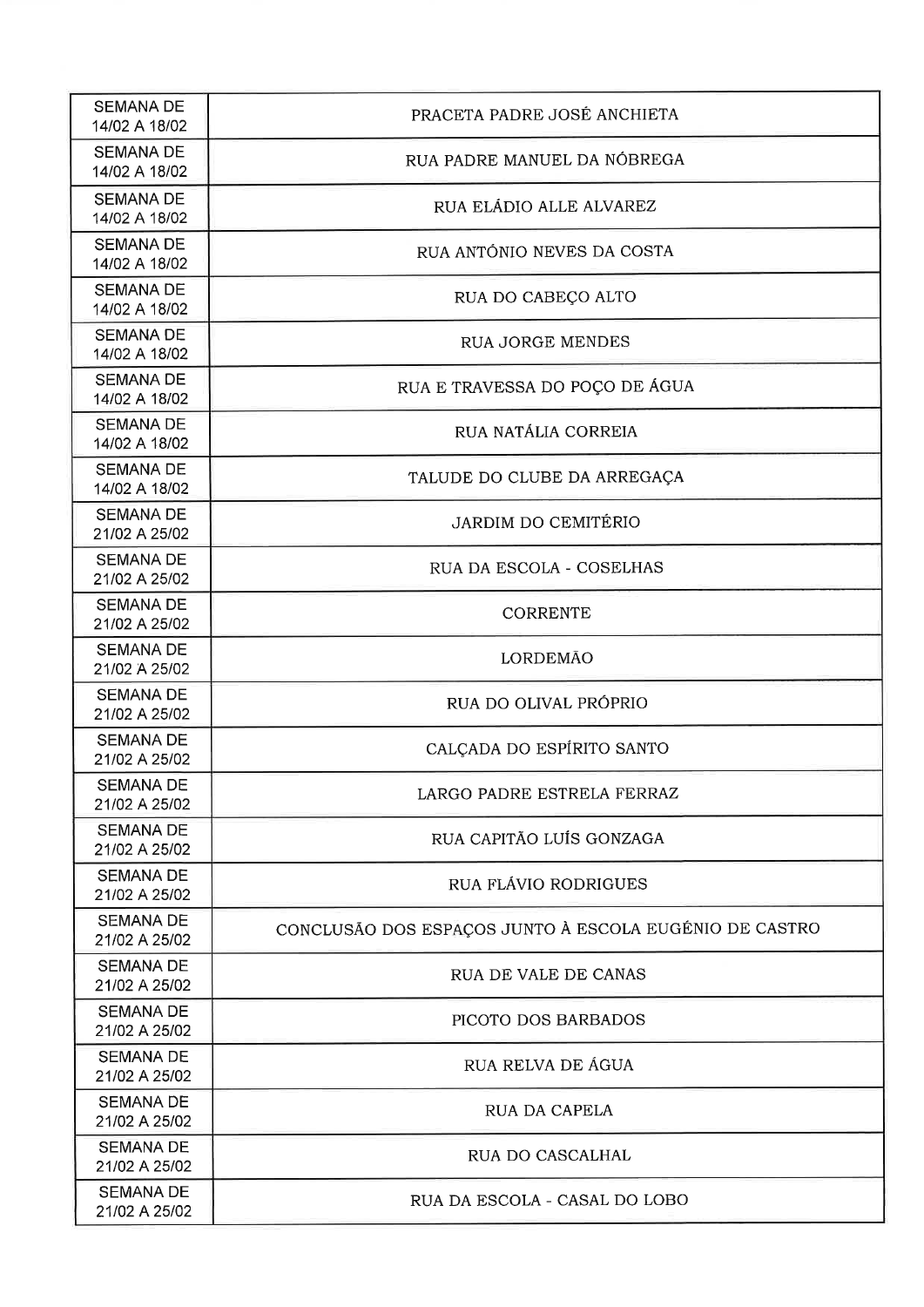| SEMANA DE 14/02 A 18/02 | PRACETA PADRE JOSÉ ANCHIETA |
|---|---|
| SEMANA DE 14/02 A 18/02 | RUA PADRE MANUEL DA NÓBREGA |
| SEMANA DE 14/02 A 18/02 | RUA ELÁDIO ALLE ALVAREZ |
| SEMANA DE 14/02 A 18/02 | RUA ANTÓNIO NEVES DA COSTA |
| SEMANA DE 14/02 A 18/02 | RUA DO CABEÇO ALTO |
| SEMANA DE 14/02 A 18/02 | RUA JORGE MENDES |
| SEMANA DE 14/02 A 18/02 | RUA E TRAVESSA DO POÇO DE ÁGUA |
| SEMANA DE 14/02 A 18/02 | RUA NATÁLIA CORREIA |
| SEMANA DE 14/02 A 18/02 | TALUDE DO CLUBE DA ARREGAÇA |
| SEMANA DE 21/02 A 25/02 | JARDIM DO CEMITÉRIO |
| SEMANA DE 21/02 A 25/02 | RUA DA ESCOLA - COSELHAS |
| SEMANA DE 21/02 A 25/02 | CORRENTE |
| SEMANA DE 21/02 A 25/02 | LORDEMÃO |
| SEMANA DE 21/02 A 25/02 | RUA DO OLIVAL PRÓPRIO |
| SEMANA DE 21/02 A 25/02 | CALÇADA DO ESPÍRITO SANTO |
| SEMANA DE 21/02 A 25/02 | LARGO PADRE ESTRELA FERRAZ |
| SEMANA DE 21/02 A 25/02 | RUA CAPITÃO LUÍS GONZAGA |
| SEMANA DE 21/02 A 25/02 | RUA FLÁVIO RODRIGUES |
| SEMANA DE 21/02 A 25/02 | CONCLUSÃO DOS ESPAÇOS JUNTO À ESCOLA EUGÉNIO DE CASTRO |
| SEMANA DE 21/02 A 25/02 | RUA DE VALE DE CANAS |
| SEMANA DE 21/02 A 25/02 | PICOTO DOS BARBADOS |
| SEMANA DE 21/02 A 25/02 | RUA RELVA DE ÁGUA |
| SEMANA DE 21/02 A 25/02 | RUA DA CAPELA |
| SEMANA DE 21/02 A 25/02 | RUA DO CASCALHAL |
| SEMANA DE 21/02 A 25/02 | RUA DA ESCOLA - CASAL DO LOBO |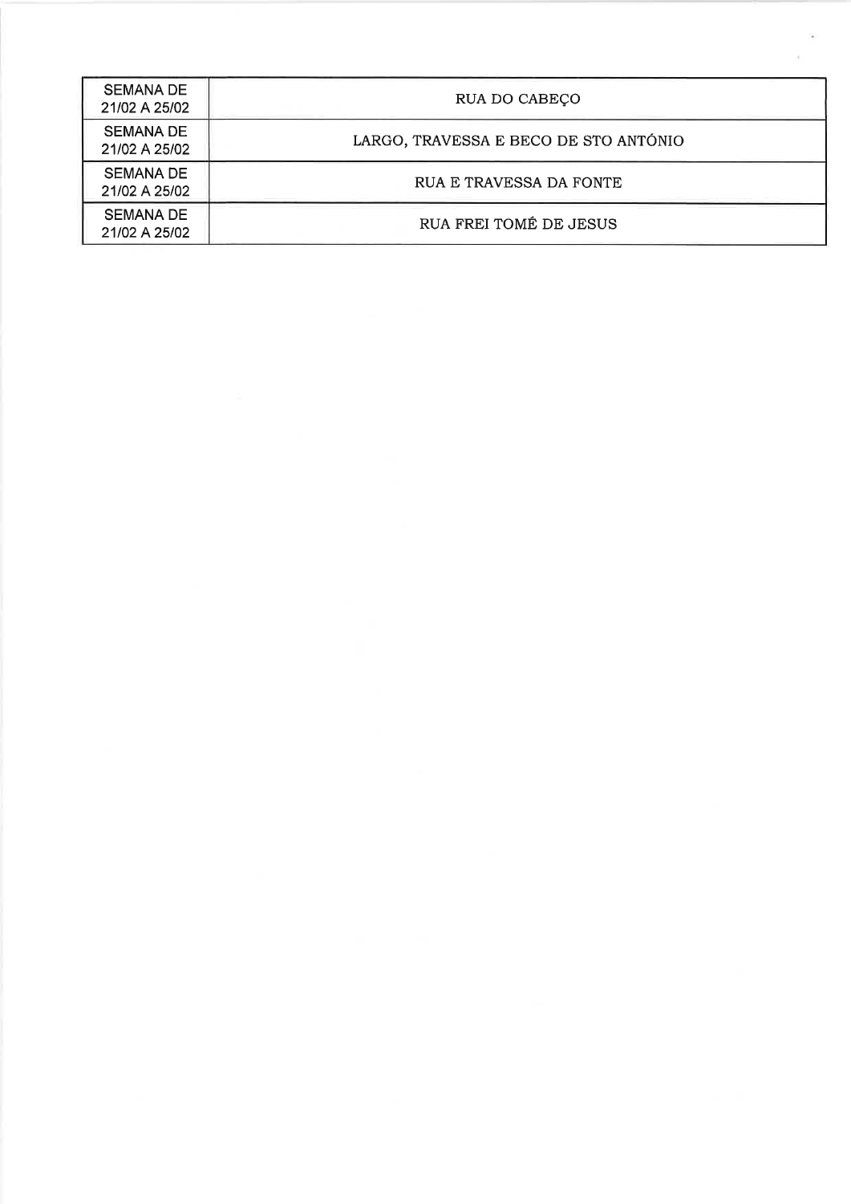| | |
|---|---|
| SEMANA DE 21/02 A 25/02 | RUA DO CABEÇO |
| SEMANA DE 21/02 A 25/02 | LARGO, TRAVESSA E BECO DE STO ANTÓNIO |
| SEMANA DE 21/02 A 25/02 | RUA E TRAVESSA DA FONTE |
| SEMANA DE 21/02 A 25/02 | RUA FREI TOMÉ DE JESUS |